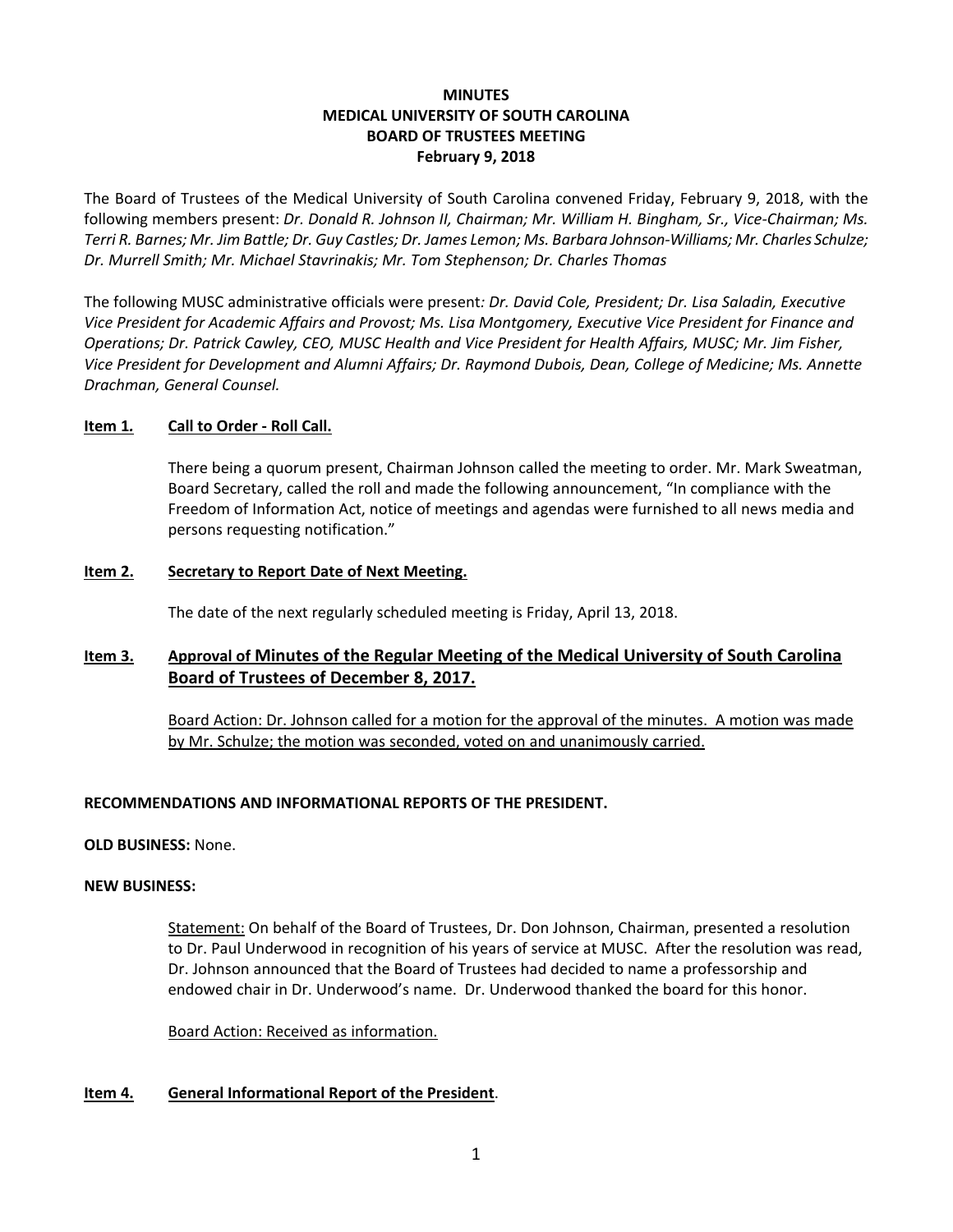# MINUTES
# MEDICAL UNIVERSITY OF SOUTH CAROLINA
# BOARD OF TRUSTEES MEETING
# February 9, 2018

The Board of Trustees of the Medical University of South Carolina convened Friday, February 9, 2018, with the following members present: *Dr. Donald R. Johnson II, Chairman; Mr. William H. Bingham, Sr., Vice-Chairman; Ms. Terri R. Barnes; Mr. Jim Battle; Dr. Guy Castles; Dr. James Lemon; Ms. Barbara Johnson-Williams; Mr. Charles Schulze; Dr. Murrell Smith; Mr. Michael Stavrinakis; Mr. Tom Stephenson; Dr. Charles Thomas*

The following MUSC administrative officials were present*: Dr. David Cole, President; Dr. Lisa Saladin, Executive Vice President for Academic Affairs and Provost; Ms. Lisa Montgomery, Executive Vice President for Finance and Operations; Dr. Patrick Cawley, CEO, MUSC Health and Vice President for Health Affairs, MUSC; Mr. Jim Fisher, Vice President for Development and Alumni Affairs; Dr. Raymond Dubois, Dean, College of Medicine; Ms. Annette Drachman, General Counsel.*

**Item 1. Call to Order - Roll Call.**

There being a quorum present, Chairman Johnson called the meeting to order. Mr. Mark Sweatman, Board Secretary, called the roll and made the following announcement, "In compliance with the Freedom of Information Act, notice of meetings and agendas were furnished to all news media and persons requesting notification."

**Item 2. Secretary to Report Date of Next Meeting.**

The date of the next regularly scheduled meeting is Friday, April 13, 2018.

**Item 3. Approval of Minutes of the Regular Meeting of the Medical University of South Carolina Board of Trustees of December 8, 2017.**

Board Action: Dr. Johnson called for a motion for the approval of the minutes. A motion was made by Mr. Schulze; the motion was seconded, voted on and unanimously carried.

**RECOMMENDATIONS AND INFORMATIONAL REPORTS OF THE PRESIDENT.**

**OLD BUSINESS:** None.

**NEW BUSINESS:**

Statement: On behalf of the Board of Trustees, Dr. Don Johnson, Chairman, presented a resolution to Dr. Paul Underwood in recognition of his years of service at MUSC. After the resolution was read, Dr. Johnson announced that the Board of Trustees had decided to name a professorship and endowed chair in Dr. Underwood's name. Dr. Underwood thanked the board for this honor.

Board Action: Received as information.

**Item 4. General Informational Report of the President.**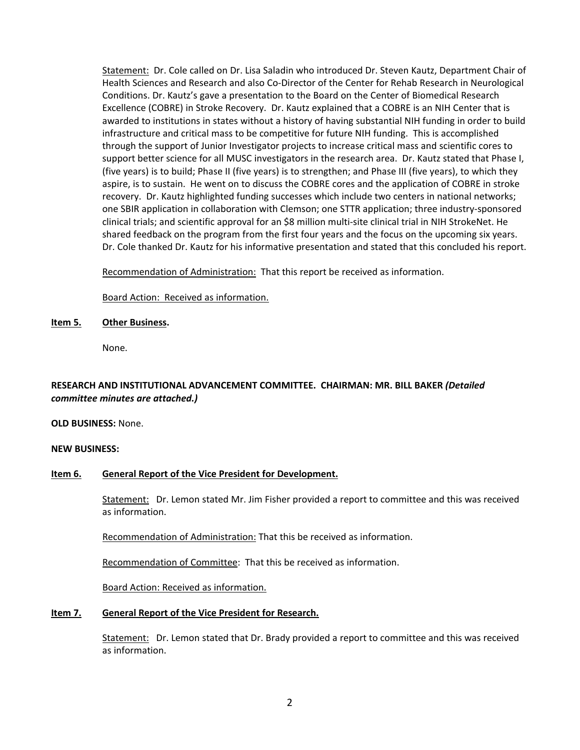Statement: Dr. Cole called on Dr. Lisa Saladin who introduced Dr. Steven Kautz, Department Chair of Health Sciences and Research and also Co-Director of the Center for Rehab Research in Neurological Conditions. Dr. Kautz's gave a presentation to the Board on the Center of Biomedical Research Excellence (COBRE) in Stroke Recovery. Dr. Kautz explained that a COBRE is an NIH Center that is awarded to institutions in states without a history of having substantial NIH funding in order to build infrastructure and critical mass to be competitive for future NIH funding. This is accomplished through the support of Junior Investigator projects to increase critical mass and scientific cores to support better science for all MUSC investigators in the research area. Dr. Kautz stated that Phase I, (five years) is to build; Phase II (five years) is to strengthen; and Phase III (five years), to which they aspire, is to sustain. He went on to discuss the COBRE cores and the application of COBRE in stroke recovery. Dr. Kautz highlighted funding successes which include two centers in national networks; one SBIR application in collaboration with Clemson; one STTR application; three industry-sponsored clinical trials; and scientific approval for an $8 million multi-site clinical trial in NIH StrokeNet. He shared feedback on the program from the first four years and the focus on the upcoming six years. Dr. Cole thanked Dr. Kautz for his informative presentation and stated that this concluded his report.

Recommendation of Administration: That this report be received as information.

Board Action: Received as information.

**Item 5. Other Business.**

None.

**RESEARCH AND INSTITUTIONAL ADVANCEMENT COMMITTEE. CHAIRMAN: MR. BILL BAKER *(Detailed committee minutes are attached.)***

**OLD BUSINESS:** None.

**NEW BUSINESS:**

**Item 6. General Report of the Vice President for Development.**

Statement: Dr. Lemon stated Mr. Jim Fisher provided a report to committee and this was received as information.

Recommendation of Administration: That this be received as information.

Recommendation of Committee: That this be received as information.

Board Action: Received as information.

**Item 7. General Report of the Vice President for Research.**

Statement: Dr. Lemon stated that Dr. Brady provided a report to committee and this was received as information.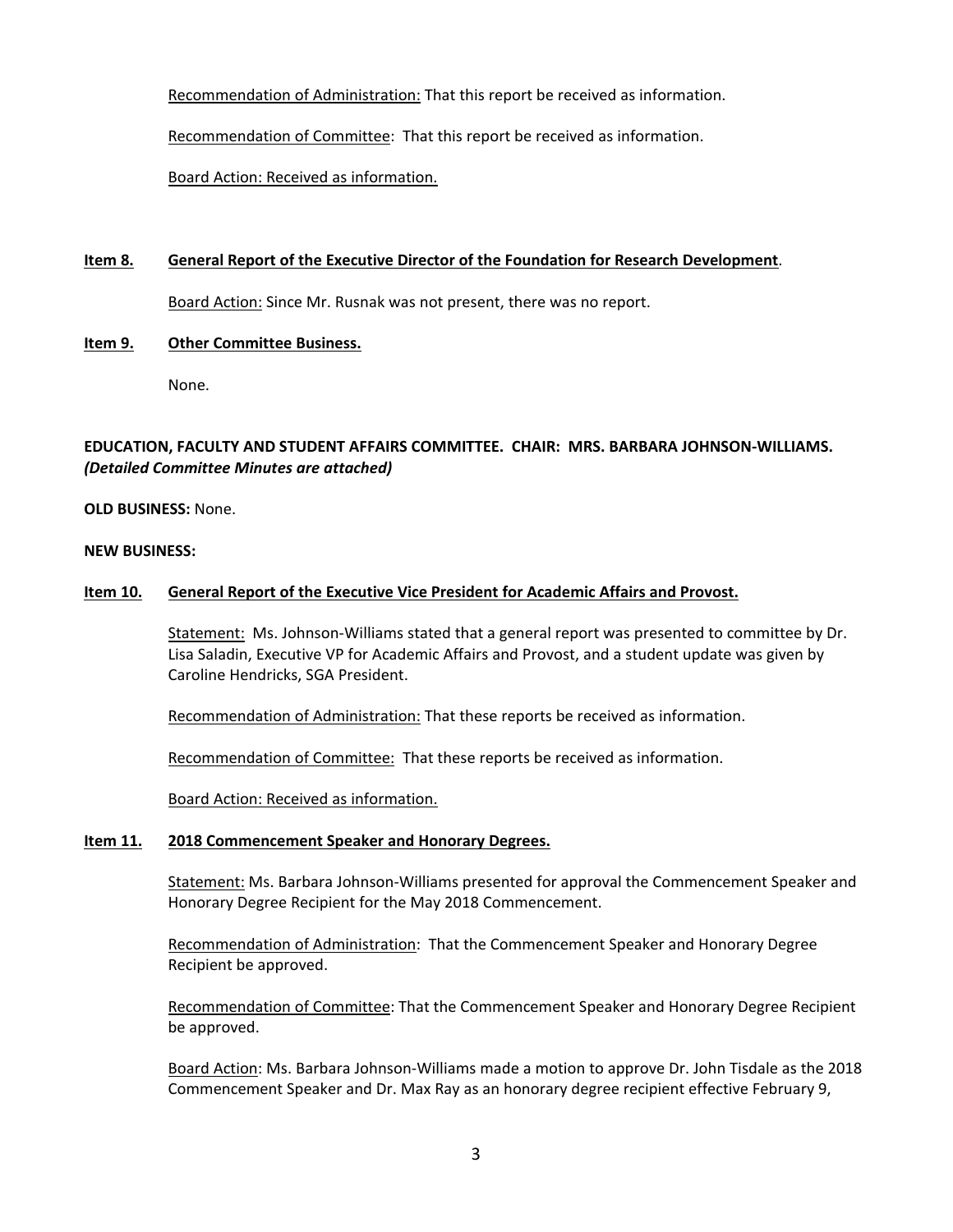Recommendation of Administration: That this report be received as information.

Recommendation of Committee: That this report be received as information.

Board Action: Received as information.

**Item 8. General Report of the Executive Director of the Foundation for Research Development.**

Board Action: Since Mr. Rusnak was not present, there was no report.

**Item 9. Other Committee Business.**

None.

**EDUCATION, FACULTY AND STUDENT AFFAIRS COMMITTEE. CHAIR: MRS. BARBARA JOHNSON-WILLIAMS.** ***(Detailed Committee Minutes are attached)***

**OLD BUSINESS:** None.

**NEW BUSINESS:**

**Item 10. General Report of the Executive Vice President for Academic Affairs and Provost.**

Statement: Ms. Johnson-Williams stated that a general report was presented to committee by Dr. Lisa Saladin, Executive VP for Academic Affairs and Provost, and a student update was given by Caroline Hendricks, SGA President.

Recommendation of Administration: That these reports be received as information.

Recommendation of Committee: That these reports be received as information.

Board Action: Received as information.

**Item 11. 2018 Commencement Speaker and Honorary Degrees.**

Statement: Ms. Barbara Johnson-Williams presented for approval the Commencement Speaker and Honorary Degree Recipient for the May 2018 Commencement.

Recommendation of Administration: That the Commencement Speaker and Honorary Degree Recipient be approved.

Recommendation of Committee: That the Commencement Speaker and Honorary Degree Recipient be approved.

Board Action: Ms. Barbara Johnson-Williams made a motion to approve Dr. John Tisdale as the 2018 Commencement Speaker and Dr. Max Ray as an honorary degree recipient effective February 9,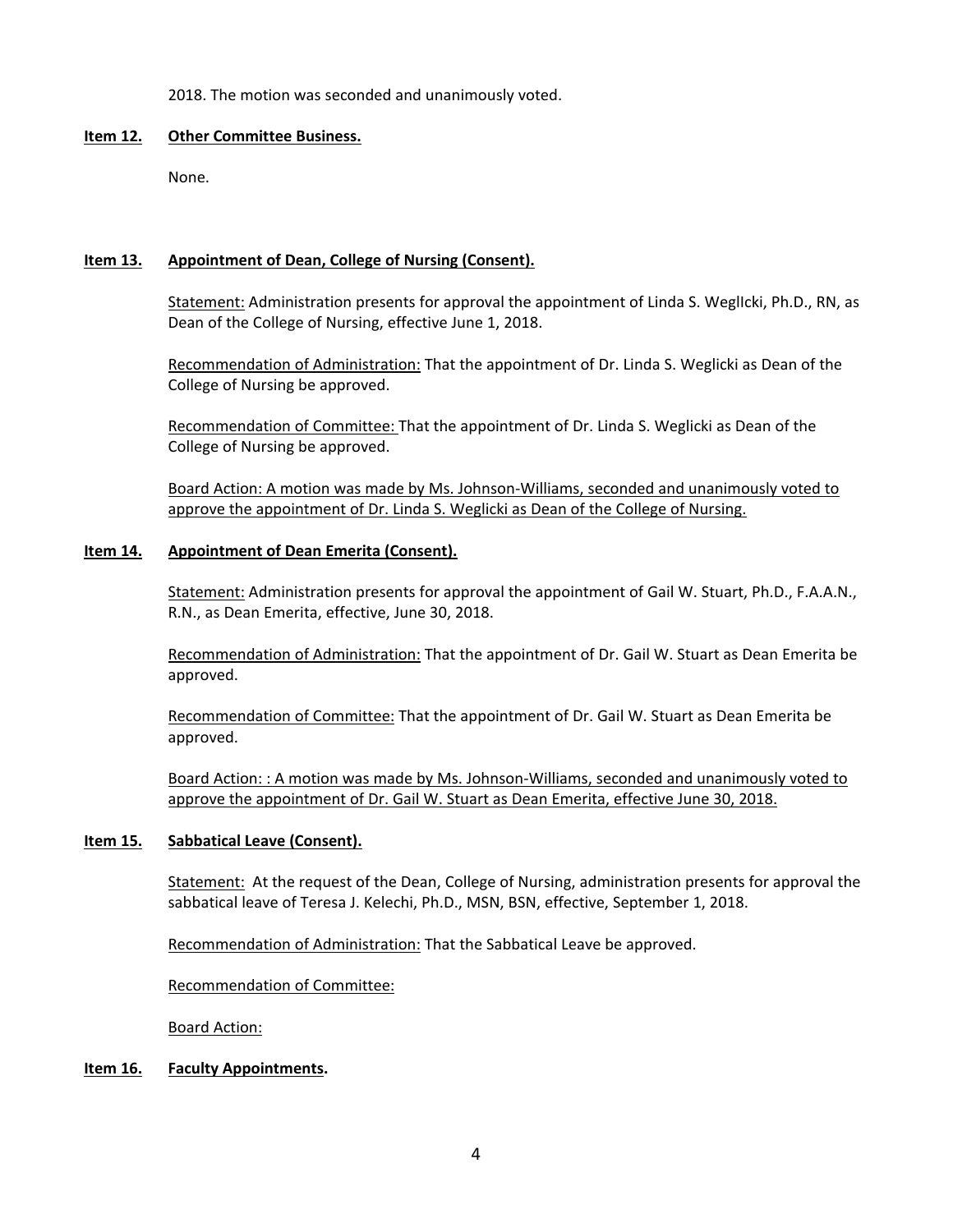2018. The motion was seconded and unanimously voted.

**Item 12. Other Committee Business.**

None.

**Item 13. Appointment of Dean, College of Nursing (Consent).**

Statement: Administration presents for approval the appointment of Linda S. WeglIcki, Ph.D., RN, as Dean of the College of Nursing, effective June 1, 2018.

Recommendation of Administration: That the appointment of Dr. Linda S. Weglicki as Dean of the College of Nursing be approved.

Recommendation of Committee: That the appointment of Dr. Linda S. Weglicki as Dean of the College of Nursing be approved.

Board Action: A motion was made by Ms. Johnson-Williams, seconded and unanimously voted to approve the appointment of Dr. Linda S. Weglicki as Dean of the College of Nursing.

**Item 14. Appointment of Dean Emerita (Consent).**

Statement: Administration presents for approval the appointment of Gail W. Stuart, Ph.D., F.A.A.N., R.N., as Dean Emerita, effective, June 30, 2018.

Recommendation of Administration: That the appointment of Dr. Gail W. Stuart as Dean Emerita be approved.

Recommendation of Committee: That the appointment of Dr. Gail W. Stuart as Dean Emerita be approved.

Board Action: : A motion was made by Ms. Johnson-Williams, seconded and unanimously voted to approve the appointment of Dr. Gail W. Stuart as Dean Emerita, effective June 30, 2018.

**Item 15. Sabbatical Leave (Consent).**

Statement: At the request of the Dean, College of Nursing, administration presents for approval the sabbatical leave of Teresa J. Kelechi, Ph.D., MSN, BSN, effective, September 1, 2018.

Recommendation of Administration: That the Sabbatical Leave be approved.

Recommendation of Committee:

Board Action:

**Item 16. Faculty Appointments.**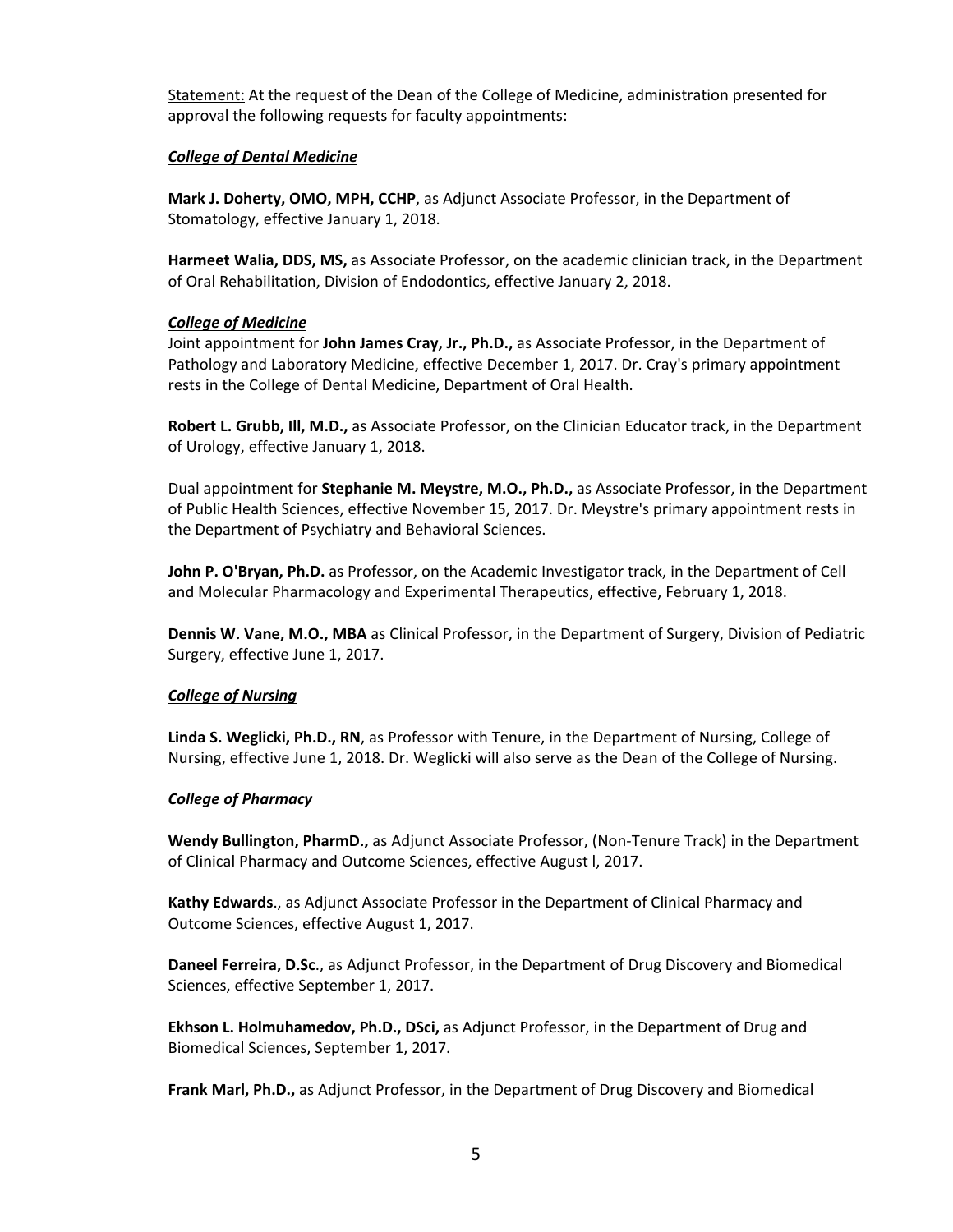Statement: At the request of the Dean of the College of Medicine, administration presented for approval the following requests for faculty appointments:

***College of Dental Medicine***

**Mark J. Doherty, OMO, MPH, CCHP**, as Adjunct Associate Professor, in the Department of Stomatology, effective January 1, 2018.

**Harmeet Walia, DDS, MS,** as Associate Professor, on the academic clinician track, in the Department of Oral Rehabilitation, Division of Endodontics, effective January 2, 2018.

***College of Medicine***

Joint appointment for **John James Cray, Jr., Ph.D.,** as Associate Professor, in the Department of Pathology and Laboratory Medicine, effective December 1, 2017. Dr. Cray's primary appointment rests in the College of Dental Medicine, Department of Oral Health.

**Robert L. Grubb, Ill, M.D.,** as Associate Professor, on the Clinician Educator track, in the Department of Urology, effective January 1, 2018.

Dual appointment for **Stephanie M. Meystre, M.O., Ph.D.,** as Associate Professor, in the Department of Public Health Sciences, effective November 15, 2017. Dr. Meystre's primary appointment rests in the Department of Psychiatry and Behavioral Sciences.

**John P. O'Bryan, Ph.D.** as Professor, on the Academic Investigator track, in the Department of Cell and Molecular Pharmacology and Experimental Therapeutics, effective, February 1, 2018.

**Dennis W. Vane, M.O., MBA** as Clinical Professor, in the Department of Surgery, Division of Pediatric Surgery, effective June 1, 2017.

***College of Nursing***

**Linda S. Weglicki, Ph.D., RN**, as Professor with Tenure, in the Department of Nursing, College of Nursing, effective June 1, 2018. Dr. Weglicki will also serve as the Dean of the College of Nursing.

***College of Pharmacy***

**Wendy Bullington, PharmD.,** as Adjunct Associate Professor, (Non-Tenure Track) in the Department of Clinical Pharmacy and Outcome Sciences, effective August l, 2017.

**Kathy Edwards**., as Adjunct Associate Professor in the Department of Clinical Pharmacy and Outcome Sciences, effective August 1, 2017.

**Daneel Ferreira, D.Sc**., as Adjunct Professor, in the Department of Drug Discovery and Biomedical Sciences, effective September 1, 2017.

**Ekhson L. Holmuhamedov, Ph.D., DSci,** as Adjunct Professor, in the Department of Drug and Biomedical Sciences, September 1, 2017.

**Frank Marl, Ph.D.,** as Adjunct Professor, in the Department of Drug Discovery and Biomedical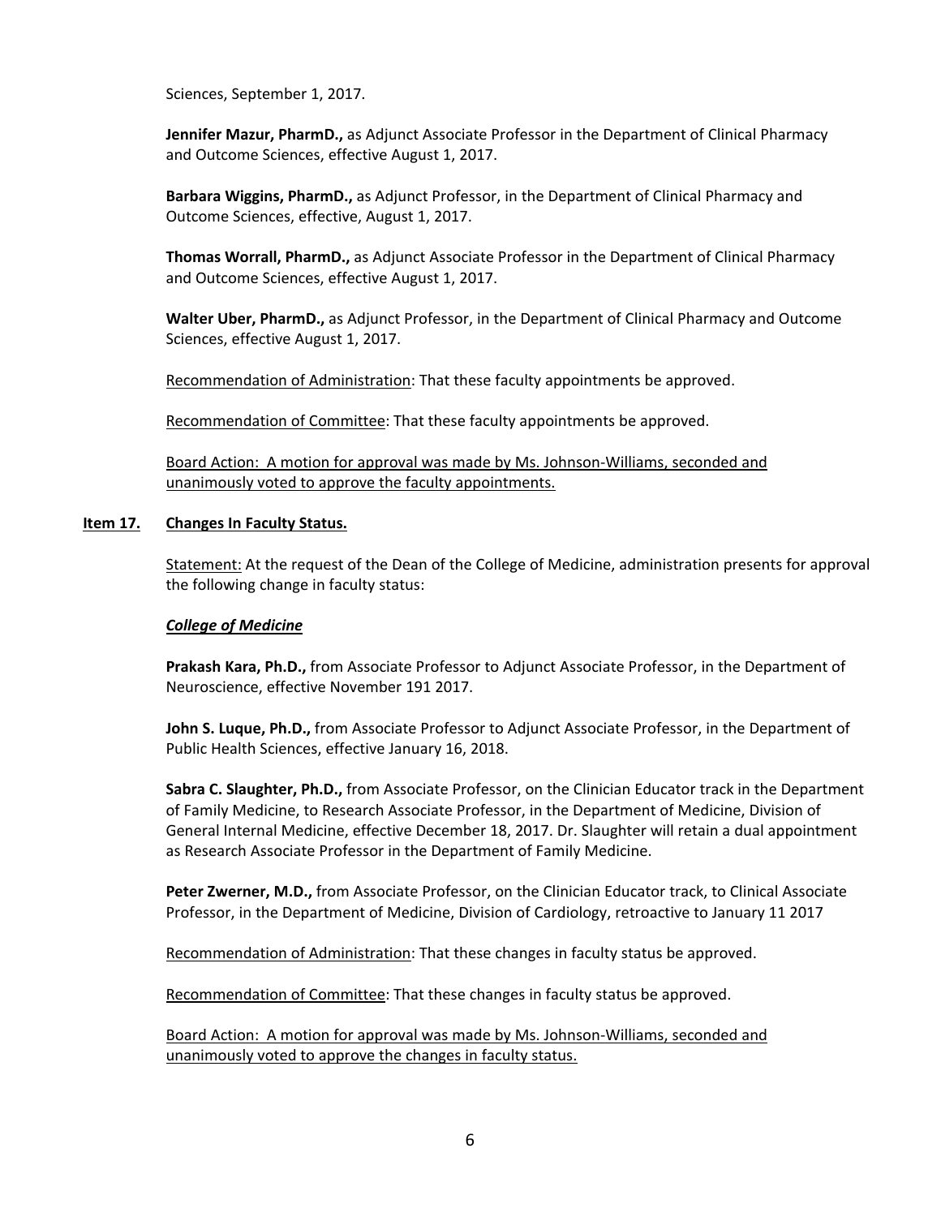Sciences, September 1, 2017.

**Jennifer Mazur, PharmD.,** as Adjunct Associate Professor in the Department of Clinical Pharmacy and Outcome Sciences, effective August 1, 2017.

**Barbara Wiggins, PharmD.,** as Adjunct Professor, in the Department of Clinical Pharmacy and Outcome Sciences, effective, August 1, 2017.

**Thomas Worrall, PharmD.,** as Adjunct Associate Professor in the Department of Clinical Pharmacy and Outcome Sciences, effective August 1, 2017.

**Walter Uber, PharmD.,** as Adjunct Professor, in the Department of Clinical Pharmacy and Outcome Sciences, effective August 1, 2017.

Recommendation of Administration: That these faculty appointments be approved.

Recommendation of Committee: That these faculty appointments be approved.

Board Action: A motion for approval was made by Ms. Johnson-Williams, seconded and unanimously voted to approve the faculty appointments.

**Item 17. Changes In Faculty Status.**

Statement: At the request of the Dean of the College of Medicine, administration presents for approval the following change in faculty status:

***College of Medicine***

**Prakash Kara, Ph.D.,** from Associate Professor to Adjunct Associate Professor, in the Department of Neuroscience, effective November 191 2017.

**John S. Luque, Ph.D.,** from Associate Professor to Adjunct Associate Professor, in the Department of Public Health Sciences, effective January 16, 2018.

**Sabra C. Slaughter, Ph.D.,** from Associate Professor, on the Clinician Educator track in the Department of Family Medicine, to Research Associate Professor, in the Department of Medicine, Division of General Internal Medicine, effective December 18, 2017. Dr. Slaughter will retain a dual appointment as Research Associate Professor in the Department of Family Medicine.

**Peter Zwerner, M.D.,** from Associate Professor, on the Clinician Educator track, to Clinical Associate Professor, in the Department of Medicine, Division of Cardiology, retroactive to January 11 2017

Recommendation of Administration: That these changes in faculty status be approved.

Recommendation of Committee: That these changes in faculty status be approved.

Board Action: A motion for approval was made by Ms. Johnson-Williams, seconded and unanimously voted to approve the changes in faculty status.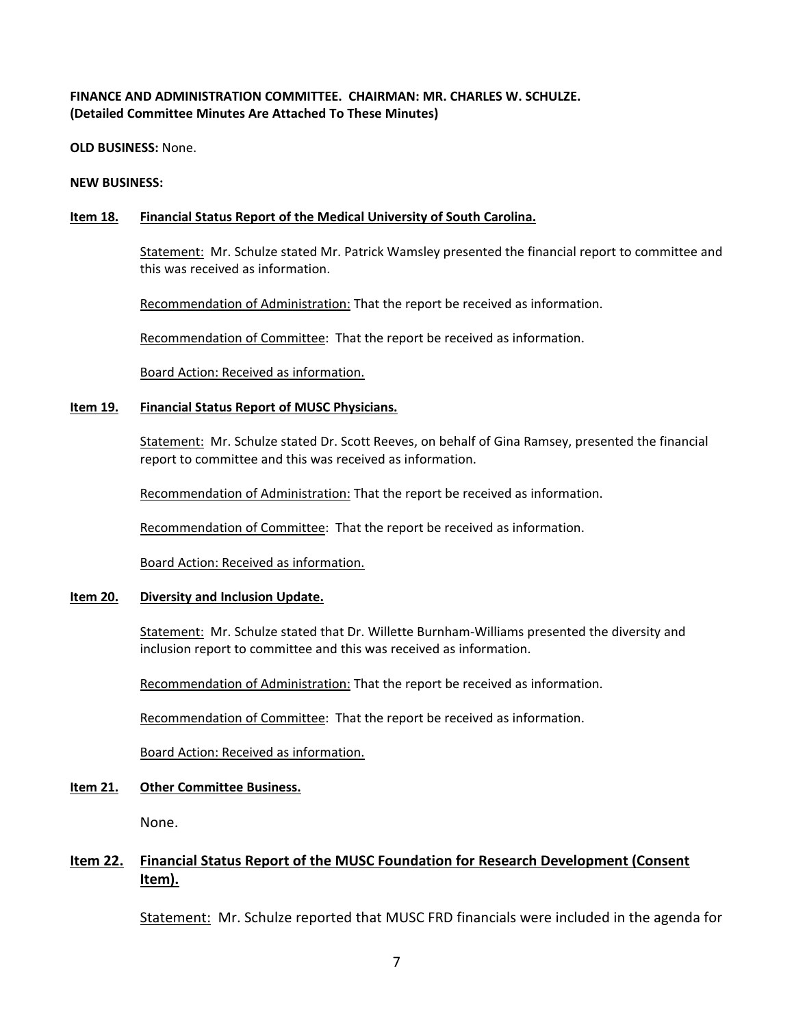**FINANCE AND ADMINISTRATION COMMITTEE. CHAIRMAN: MR. CHARLES W. SCHULZE. (Detailed Committee Minutes Are Attached To These Minutes)**

**OLD BUSINESS:** None.

**NEW BUSINESS:**

**Item 18. Financial Status Report of the Medical University of South Carolina.**

Statement: Mr. Schulze stated Mr. Patrick Wamsley presented the financial report to committee and this was received as information.

Recommendation of Administration: That the report be received as information.

Recommendation of Committee: That the report be received as information.

Board Action: Received as information.

**Item 19. Financial Status Report of MUSC Physicians.**

Statement: Mr. Schulze stated Dr. Scott Reeves, on behalf of Gina Ramsey, presented the financial report to committee and this was received as information.

Recommendation of Administration: That the report be received as information.

Recommendation of Committee: That the report be received as information.

Board Action: Received as information.

**Item 20. Diversity and Inclusion Update.**

Statement: Mr. Schulze stated that Dr. Willette Burnham-Williams presented the diversity and inclusion report to committee and this was received as information.

Recommendation of Administration: That the report be received as information.

Recommendation of Committee: That the report be received as information.

Board Action: Received as information.

**Item 21. Other Committee Business.**

None.

**Item 22. Financial Status Report of the MUSC Foundation for Research Development (Consent Item).**

Statement: Mr. Schulze reported that MUSC FRD financials were included in the agenda for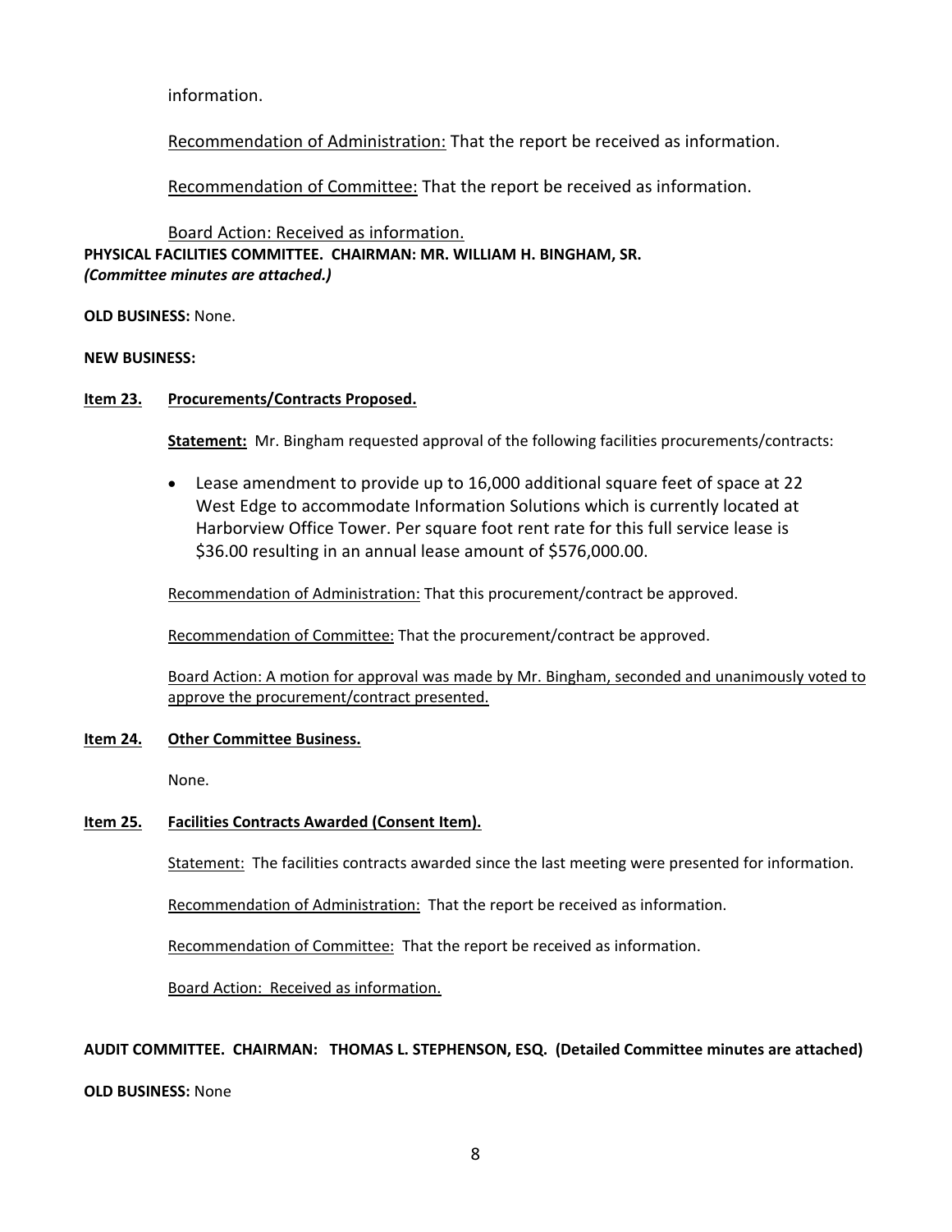information.

Recommendation of Administration: That the report be received as information.

Recommendation of Committee: That the report be received as information.

Board Action: Received as information.

**PHYSICAL FACILITIES COMMITTEE. CHAIRMAN: MR. WILLIAM H. BINGHAM, SR.**
***(Committee minutes are attached.)***

**OLD BUSINESS:** None.

**NEW BUSINESS:**

**Item 23. Procurements/Contracts Proposed.**

**Statement:** Mr. Bingham requested approval of the following facilities procurements/contracts:

- Lease amendment to provide up to 16,000 additional square feet of space at 22 West Edge to accommodate Information Solutions which is currently located at Harborview Office Tower. Per square foot rent rate for this full service lease is $36.00 resulting in an annual lease amount of $576,000.00.

Recommendation of Administration: That this procurement/contract be approved.

Recommendation of Committee: That the procurement/contract be approved.

Board Action: A motion for approval was made by Mr. Bingham, seconded and unanimously voted to approve the procurement/contract presented.

**Item 24. Other Committee Business.**

None.

**Item 25. Facilities Contracts Awarded (Consent Item).**

Statement: The facilities contracts awarded since the last meeting were presented for information.

Recommendation of Administration: That the report be received as information.

Recommendation of Committee: That the report be received as information.

Board Action: Received as information.

**AUDIT COMMITTEE. CHAIRMAN: THOMAS L. STEPHENSON, ESQ. (Detailed Committee minutes are attached)**

**OLD BUSINESS:** None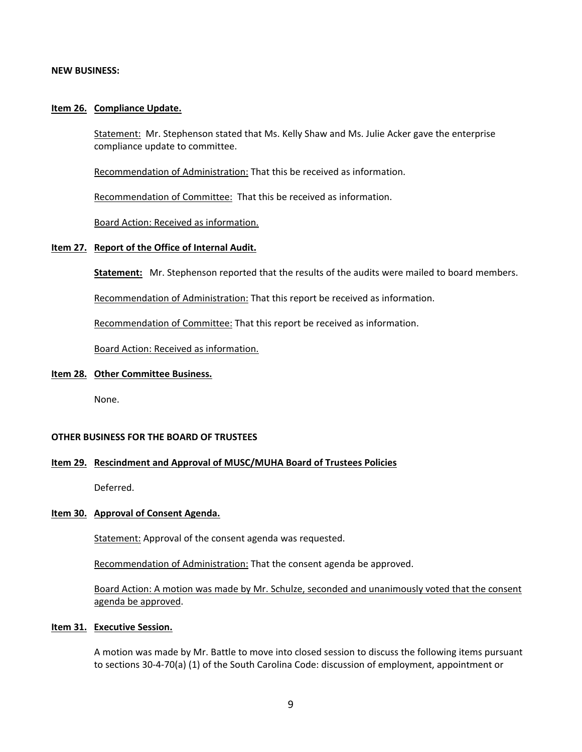**NEW BUSINESS:**

**Item 26. Compliance Update.**

Statement: Mr. Stephenson stated that Ms. Kelly Shaw and Ms. Julie Acker gave the enterprise compliance update to committee.

Recommendation of Administration: That this be received as information.

Recommendation of Committee: That this be received as information.

Board Action: Received as information.

**Item 27. Report of the Office of Internal Audit.**

**Statement:** Mr. Stephenson reported that the results of the audits were mailed to board members.

Recommendation of Administration: That this report be received as information.

Recommendation of Committee: That this report be received as information.

Board Action: Received as information.

**Item 28. Other Committee Business.**

None.

**OTHER BUSINESS FOR THE BOARD OF TRUSTEES**

**Item 29. Rescindment and Approval of MUSC/MUHA Board of Trustees Policies**

Deferred.

**Item 30. Approval of Consent Agenda.**

Statement: Approval of the consent agenda was requested.

Recommendation of Administration: That the consent agenda be approved.

Board Action: A motion was made by Mr. Schulze, seconded and unanimously voted that the consent agenda be approved.

**Item 31. Executive Session.**

A motion was made by Mr. Battle to move into closed session to discuss the following items pursuant to sections 30-4-70(a) (1) of the South Carolina Code: discussion of employment, appointment or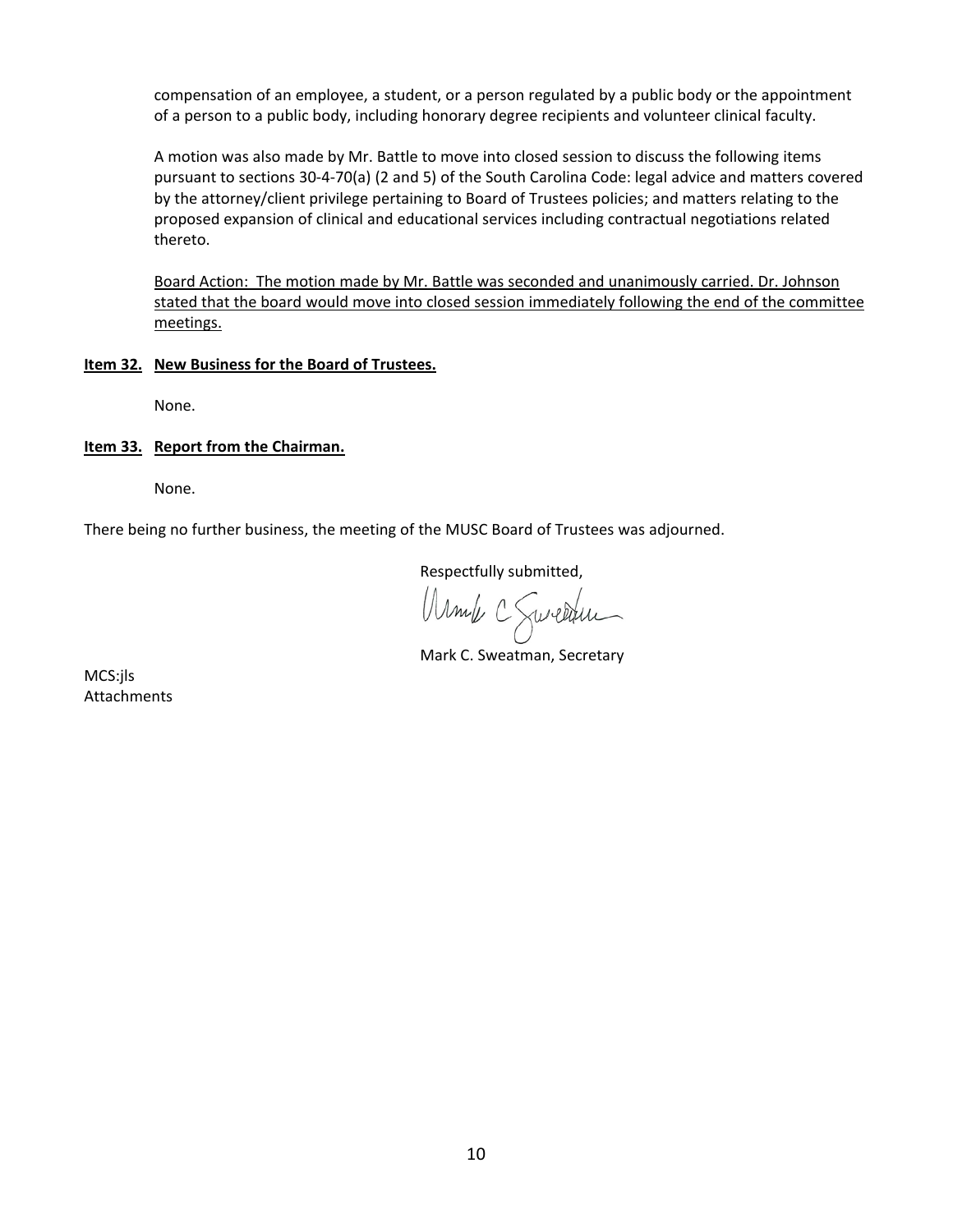compensation of an employee, a student, or a person regulated by a public body or the appointment of a person to a public body, including honorary degree recipients and volunteer clinical faculty.

A motion was also made by Mr. Battle to move into closed session to discuss the following items pursuant to sections 30-4-70(a) (2 and 5) of the South Carolina Code: legal advice and matters covered by the attorney/client privilege pertaining to Board of Trustees policies; and matters relating to the proposed expansion of clinical and educational services including contractual negotiations related thereto.

Board Action: The motion made by Mr. Battle was seconded and unanimously carried. Dr. Johnson stated that the board would move into closed session immediately following the end of the committee meetings.

**Item 32. New Business for the Board of Trustees.**

None.

**Item 33. Report from the Chairman.**

None.

There being no further business, the meeting of the MUSC Board of Trustees was adjourned.

Respectfully submitted,

Mark C. Sweatman, Secretary

MCS:jls
Attachments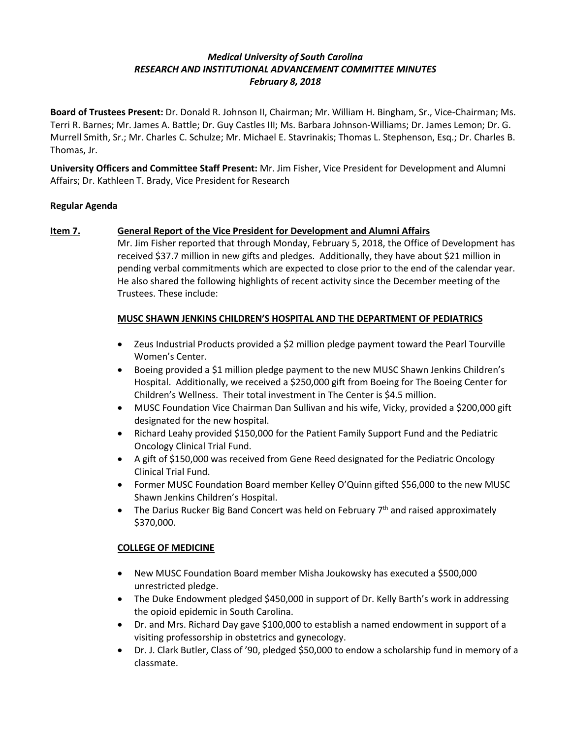*Medical University of South Carolina*
***RESEARCH AND INSTITUTIONAL ADVANCEMENT COMMITTEE MINUTES***
***February 8, 2018***

**Board of Trustees Present:** Dr. Donald R. Johnson II, Chairman; Mr. William H. Bingham, Sr., Vice-Chairman; Ms. Terri R. Barnes; Mr. James A. Battle; Dr. Guy Castles III; Ms. Barbara Johnson-Williams; Dr. James Lemon; Dr. G. Murrell Smith, Sr.; Mr. Charles C. Schulze; Mr. Michael E. Stavrinakis; Thomas L. Stephenson, Esq.; Dr. Charles B. Thomas, Jr.

**University Officers and Committee Staff Present:** Mr. Jim Fisher, Vice President for Development and Alumni Affairs; Dr. Kathleen T. Brady, Vice President for Research

**Regular Agenda**

**Item 7. General Report of the Vice President for Development and Alumni Affairs**

Mr. Jim Fisher reported that through Monday, February 5, 2018, the Office of Development has received $37.7 million in new gifts and pledges. Additionally, they have about $21 million in pending verbal commitments which are expected to close prior to the end of the calendar year. He also shared the following highlights of recent activity since the December meeting of the Trustees. These include:

**MUSC SHAWN JENKINS CHILDREN'S HOSPITAL AND THE DEPARTMENT OF PEDIATRICS**

- Zeus Industrial Products provided a $2 million pledge payment toward the Pearl Tourville Women's Center.
- Boeing provided a $1 million pledge payment to the new MUSC Shawn Jenkins Children's Hospital. Additionally, we received a $250,000 gift from Boeing for The Boeing Center for Children's Wellness. Their total investment in The Center is $4.5 million.
- MUSC Foundation Vice Chairman Dan Sullivan and his wife, Vicky, provided a $200,000 gift designated for the new hospital.
- Richard Leahy provided $150,000 for the Patient Family Support Fund and the Pediatric Oncology Clinical Trial Fund.
- A gift of $150,000 was received from Gene Reed designated for the Pediatric Oncology Clinical Trial Fund.
- Former MUSC Foundation Board member Kelley O'Quinn gifted $56,000 to the new MUSC Shawn Jenkins Children's Hospital.
- The Darius Rucker Big Band Concert was held on February 7th and raised approximately $370,000.

**COLLEGE OF MEDICINE**

- New MUSC Foundation Board member Misha Joukowsky has executed a $500,000 unrestricted pledge.
- The Duke Endowment pledged $450,000 in support of Dr. Kelly Barth's work in addressing the opioid epidemic in South Carolina.
- Dr. and Mrs. Richard Day gave $100,000 to establish a named endowment in support of a visiting professorship in obstetrics and gynecology.
- Dr. J. Clark Butler, Class of '90, pledged $50,000 to endow a scholarship fund in memory of a classmate.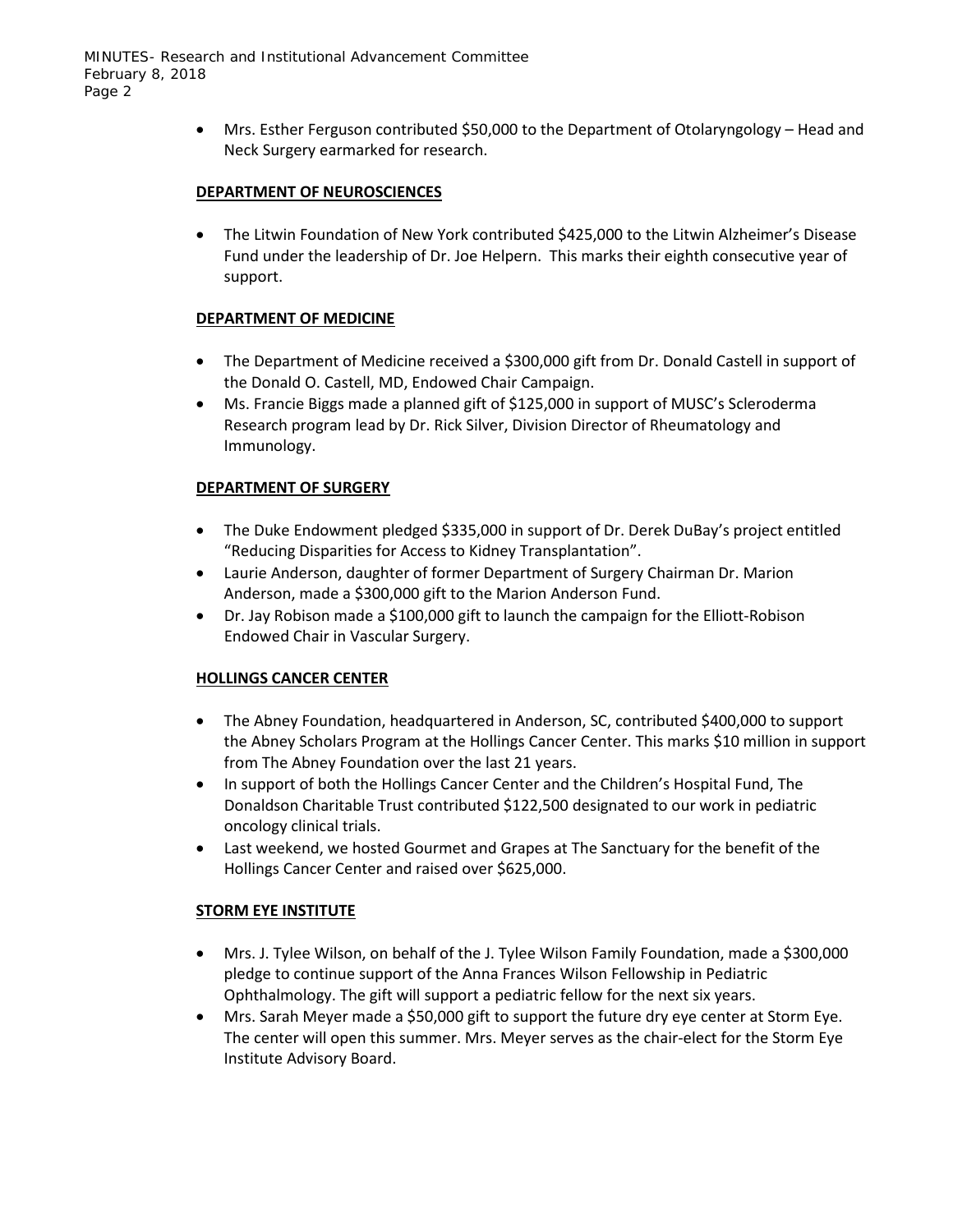- Mrs. Esther Ferguson contributed $50,000 to the Department of Otolaryngology – Head and Neck Surgery earmarked for research.

**DEPARTMENT OF NEUROSCIENCES**

- The Litwin Foundation of New York contributed $425,000 to the Litwin Alzheimer's Disease Fund under the leadership of Dr. Joe Helpern. This marks their eighth consecutive year of support.

**DEPARTMENT OF MEDICINE**

- The Department of Medicine received a $300,000 gift from Dr. Donald Castell in support of the Donald O. Castell, MD, Endowed Chair Campaign.
- Ms. Francie Biggs made a planned gift of $125,000 in support of MUSC's Scleroderma Research program lead by Dr. Rick Silver, Division Director of Rheumatology and Immunology.

**DEPARTMENT OF SURGERY**

- The Duke Endowment pledged $335,000 in support of Dr. Derek DuBay's project entitled "Reducing Disparities for Access to Kidney Transplantation".
- Laurie Anderson, daughter of former Department of Surgery Chairman Dr. Marion Anderson, made a $300,000 gift to the Marion Anderson Fund.
- Dr. Jay Robison made a $100,000 gift to launch the campaign for the Elliott-Robison Endowed Chair in Vascular Surgery.

**HOLLINGS CANCER CENTER**

- The Abney Foundation, headquartered in Anderson, SC, contributed $400,000 to support the Abney Scholars Program at the Hollings Cancer Center. This marks $10 million in support from The Abney Foundation over the last 21 years.
- In support of both the Hollings Cancer Center and the Children's Hospital Fund, The Donaldson Charitable Trust contributed $122,500 designated to our work in pediatric oncology clinical trials.
- Last weekend, we hosted Gourmet and Grapes at The Sanctuary for the benefit of the Hollings Cancer Center and raised over $625,000.

**STORM EYE INSTITUTE**

- Mrs. J. Tylee Wilson, on behalf of the J. Tylee Wilson Family Foundation, made a $300,000 pledge to continue support of the Anna Frances Wilson Fellowship in Pediatric Ophthalmology. The gift will support a pediatric fellow for the next six years.
- Mrs. Sarah Meyer made a $50,000 gift to support the future dry eye center at Storm Eye. The center will open this summer. Mrs. Meyer serves as the chair-elect for the Storm Eye Institute Advisory Board.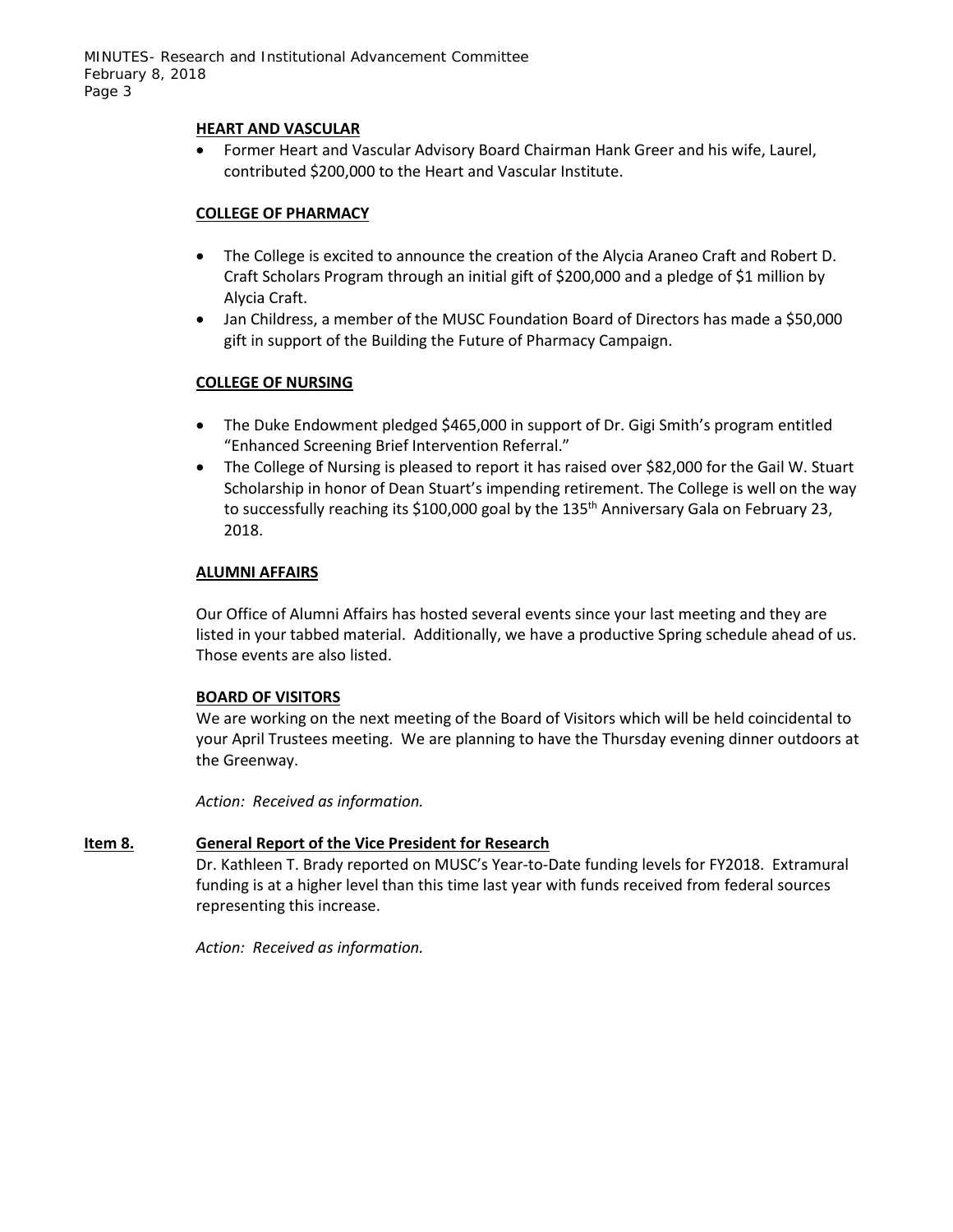**HEART AND VASCULAR**

- Former Heart and Vascular Advisory Board Chairman Hank Greer and his wife, Laurel, contributed $200,000 to the Heart and Vascular Institute.

**COLLEGE OF PHARMACY**

- The College is excited to announce the creation of the Alycia Araneo Craft and Robert D. Craft Scholars Program through an initial gift of $200,000 and a pledge of $1 million by Alycia Craft.
- Jan Childress, a member of the MUSC Foundation Board of Directors has made a $50,000 gift in support of the Building the Future of Pharmacy Campaign.

**COLLEGE OF NURSING**

- The Duke Endowment pledged $465,000 in support of Dr. Gigi Smith's program entitled "Enhanced Screening Brief Intervention Referral."
- The College of Nursing is pleased to report it has raised over $82,000 for the Gail W. Stuart Scholarship in honor of Dean Stuart's impending retirement. The College is well on the way to successfully reaching its $100,000 goal by the 135th Anniversary Gala on February 23, 2018.

**ALUMNI AFFAIRS**

Our Office of Alumni Affairs has hosted several events since your last meeting and they are listed in your tabbed material. Additionally, we have a productive Spring schedule ahead of us. Those events are also listed.

**BOARD OF VISITORS**

We are working on the next meeting of the Board of Visitors which will be held coincidental to your April Trustees meeting. We are planning to have the Thursday evening dinner outdoors at the Greenway.

*Action: Received as information.*

**Item 8. General Report of the Vice President for Research**

Dr. Kathleen T. Brady reported on MUSC's Year-to-Date funding levels for FY2018. Extramural funding is at a higher level than this time last year with funds received from federal sources representing this increase.

*Action: Received as information.*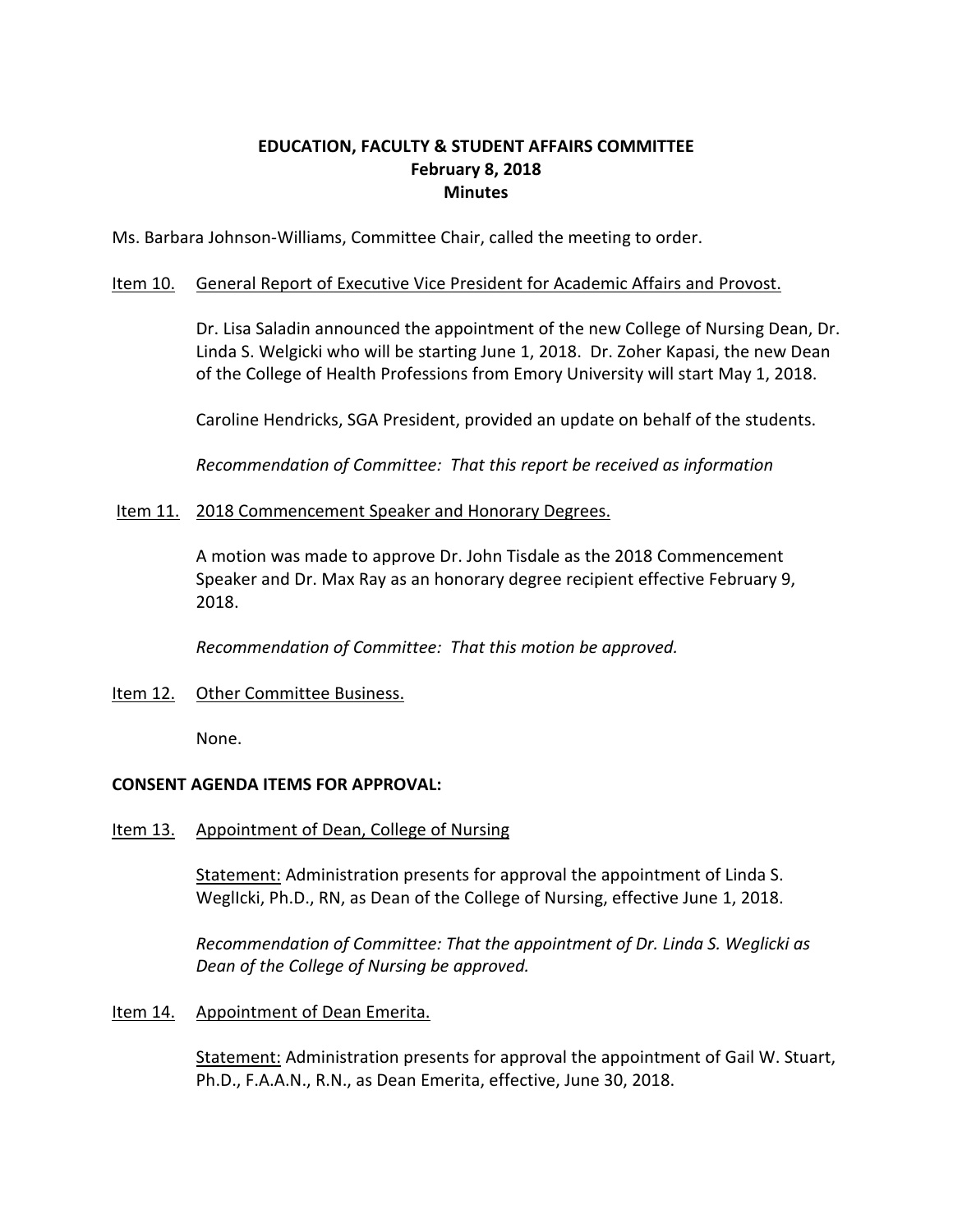**EDUCATION, FACULTY & STUDENT AFFAIRS COMMITTEE**
**February 8, 2018**
**Minutes**

Ms. Barbara Johnson-Williams, Committee Chair, called the meeting to order.

Item 10. General Report of Executive Vice President for Academic Affairs and Provost.

Dr. Lisa Saladin announced the appointment of the new College of Nursing Dean, Dr. Linda S. Welgicki who will be starting June 1, 2018. Dr. Zoher Kapasi, the new Dean of the College of Health Professions from Emory University will start May 1, 2018.

Caroline Hendricks, SGA President, provided an update on behalf of the students.

*Recommendation of Committee: That this report be received as information*

Item 11. 2018 Commencement Speaker and Honorary Degrees.

A motion was made to approve Dr. John Tisdale as the 2018 Commencement Speaker and Dr. Max Ray as an honorary degree recipient effective February 9, 2018.

*Recommendation of Committee: That this motion be approved.*

Item 12. Other Committee Business.

None.

**CONSENT AGENDA ITEMS FOR APPROVAL:**

Item 13. Appointment of Dean, College of Nursing

Statement: Administration presents for approval the appointment of Linda S. WeglIcki, Ph.D., RN, as Dean of the College of Nursing, effective June 1, 2018.

*Recommendation of Committee: That the appointment of Dr. Linda S. Weglicki as Dean of the College of Nursing be approved.*

Item 14. Appointment of Dean Emerita.

Statement: Administration presents for approval the appointment of Gail W. Stuart, Ph.D., F.A.A.N., R.N., as Dean Emerita, effective, June 30, 2018.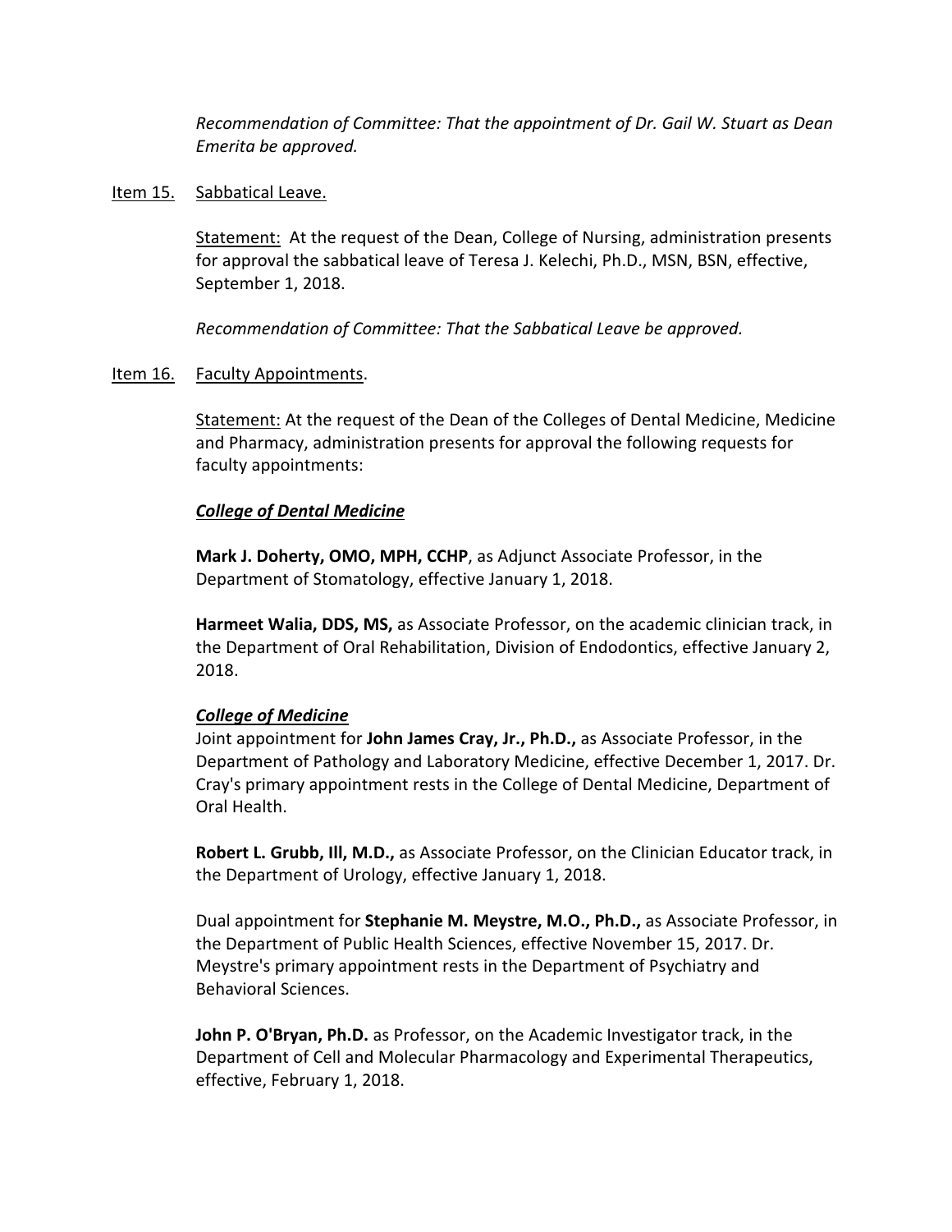*Recommendation of Committee: That the appointment of Dr. Gail W. Stuart as Dean Emerita be approved.*

Item 15. Sabbatical Leave.

Statement: At the request of the Dean, College of Nursing, administration presents for approval the sabbatical leave of Teresa J. Kelechi, Ph.D., MSN, BSN, effective, September 1, 2018.

*Recommendation of Committee: That the Sabbatical Leave be approved.*

Item 16. Faculty Appointments.

Statement: At the request of the Dean of the Colleges of Dental Medicine, Medicine and Pharmacy, administration presents for approval the following requests for faculty appointments:

***College of Dental Medicine***

**Mark J. Doherty, OMO, MPH, CCHP**, as Adjunct Associate Professor, in the Department of Stomatology, effective January 1, 2018.

**Harmeet Walia, DDS, MS,** as Associate Professor, on the academic clinician track, in the Department of Oral Rehabilitation, Division of Endodontics, effective January 2, 2018.

***College of Medicine***

Joint appointment for **John James Cray, Jr., Ph.D.,** as Associate Professor, in the Department of Pathology and Laboratory Medicine, effective December 1, 2017. Dr. Cray's primary appointment rests in the College of Dental Medicine, Department of Oral Health.

**Robert L. Grubb, Ill, M.D.,** as Associate Professor, on the Clinician Educator track, in the Department of Urology, effective January 1, 2018.

Dual appointment for **Stephanie M. Meystre, M.O., Ph.D.,** as Associate Professor, in the Department of Public Health Sciences, effective November 15, 2017. Dr. Meystre's primary appointment rests in the Department of Psychiatry and Behavioral Sciences.

**John P. O'Bryan, Ph.D.** as Professor, on the Academic Investigator track, in the Department of Cell and Molecular Pharmacology and Experimental Therapeutics, effective, February 1, 2018.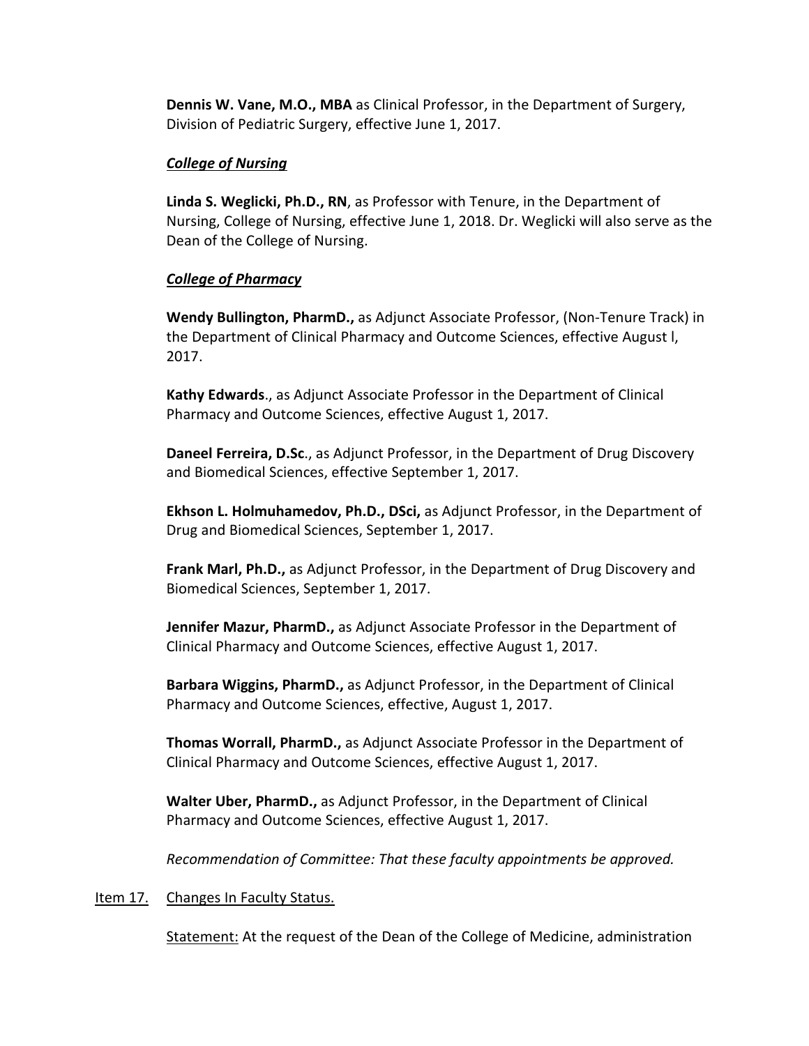**Dennis W. Vane, M.O., MBA** as Clinical Professor, in the Department of Surgery, Division of Pediatric Surgery, effective June 1, 2017.

***<u>College of Nursing</u>***

**Linda S. Weglicki, Ph.D., RN**, as Professor with Tenure, in the Department of Nursing, College of Nursing, effective June 1, 2018. Dr. Weglicki will also serve as the Dean of the College of Nursing.

***<u>College of Pharmacy</u>***

**Wendy Bullington, PharmD.,** as Adjunct Associate Professor, (Non-Tenure Track) in the Department of Clinical Pharmacy and Outcome Sciences, effective August l, 2017.

**Kathy Edwards**., as Adjunct Associate Professor in the Department of Clinical Pharmacy and Outcome Sciences, effective August 1, 2017.

**Daneel Ferreira, D.Sc**., as Adjunct Professor, in the Department of Drug Discovery and Biomedical Sciences, effective September 1, 2017.

**Ekhson L. Holmuhamedov, Ph.D., DSci,** as Adjunct Professor, in the Department of Drug and Biomedical Sciences, September 1, 2017.

**Frank Marl, Ph.D.,** as Adjunct Professor, in the Department of Drug Discovery and Biomedical Sciences, September 1, 2017.

**Jennifer Mazur, PharmD.,** as Adjunct Associate Professor in the Department of Clinical Pharmacy and Outcome Sciences, effective August 1, 2017.

**Barbara Wiggins, PharmD.,** as Adjunct Professor, in the Department of Clinical Pharmacy and Outcome Sciences, effective, August 1, 2017.

**Thomas Worrall, PharmD.,** as Adjunct Associate Professor in the Department of Clinical Pharmacy and Outcome Sciences, effective August 1, 2017.

**Walter Uber, PharmD.,** as Adjunct Professor, in the Department of Clinical Pharmacy and Outcome Sciences, effective August 1, 2017.

*Recommendation of Committee: That these faculty appointments be approved.*

<u>Item 17.</u> <u>Changes In Faculty Status.</u>

<u>Statement:</u> At the request of the Dean of the College of Medicine, administration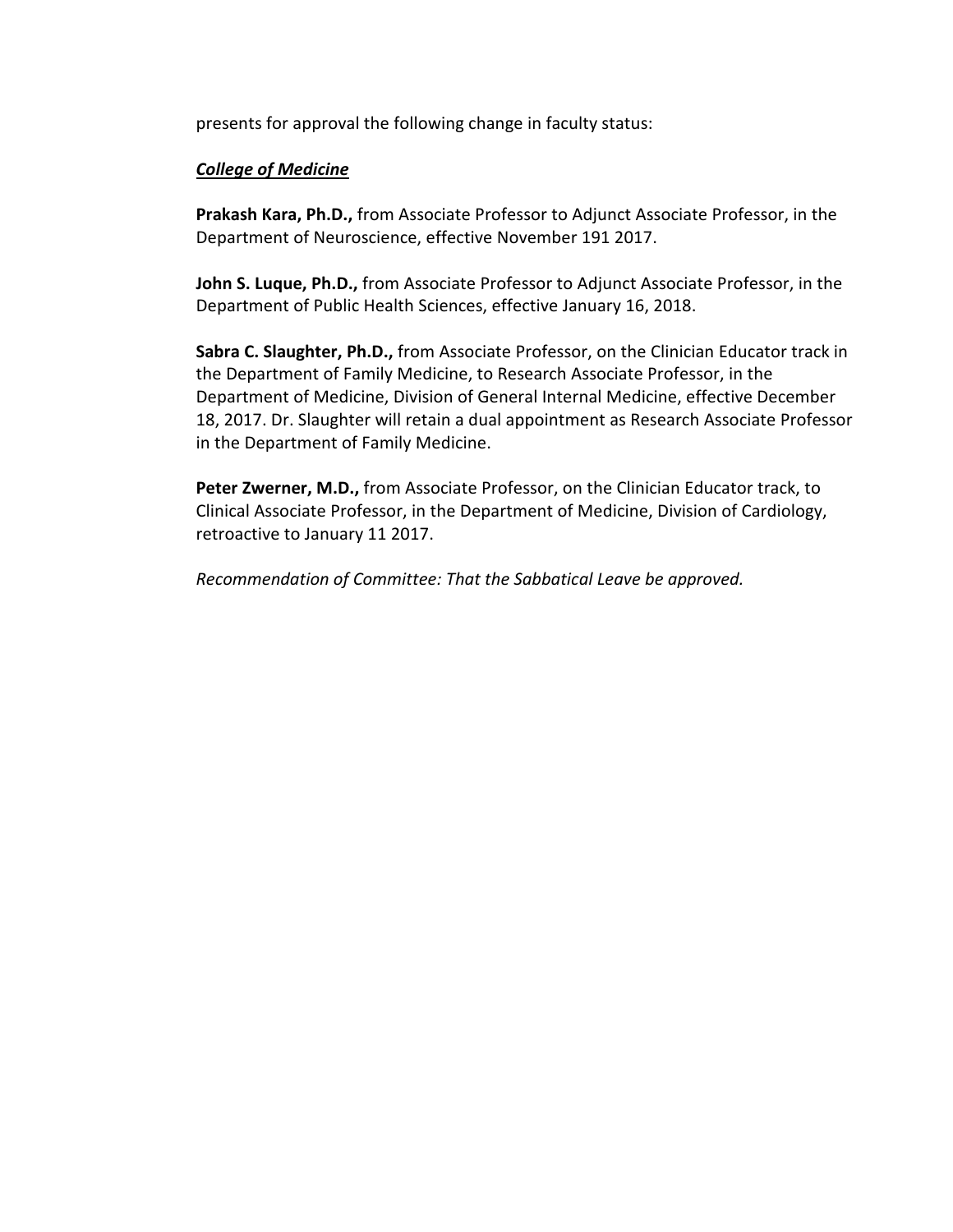presents for approval the following change in faculty status:

***College of Medicine***

**Prakash Kara, Ph.D.,** from Associate Professor to Adjunct Associate Professor, in the Department of Neuroscience, effective November 191 2017.

**John S. Luque, Ph.D.,** from Associate Professor to Adjunct Associate Professor, in the Department of Public Health Sciences, effective January 16, 2018.

**Sabra C. Slaughter, Ph.D.,** from Associate Professor, on the Clinician Educator track in the Department of Family Medicine, to Research Associate Professor, in the Department of Medicine, Division of General Internal Medicine, effective December 18, 2017. Dr. Slaughter will retain a dual appointment as Research Associate Professor in the Department of Family Medicine.

**Peter Zwerner, M.D.,** from Associate Professor, on the Clinician Educator track, to Clinical Associate Professor, in the Department of Medicine, Division of Cardiology, retroactive to January 11 2017.

*Recommendation of Committee: That the Sabbatical Leave be approved.*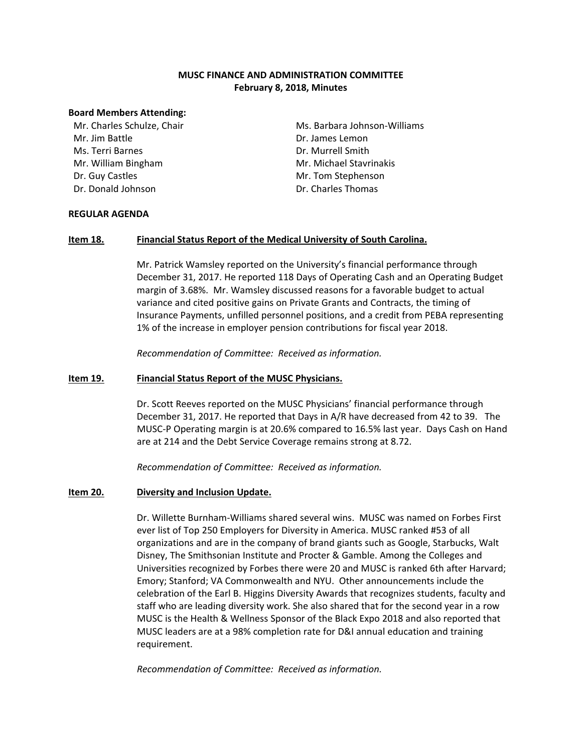# MUSC FINANCE AND ADMINISTRATION COMMITTEE
## February 8, 2018, Minutes

**Board Members Attending:**

Mr. Charles Schulze, Chair
Mr. Jim Battle
Ms. Terri Barnes
Mr. William Bingham
Dr. Guy Castles
Dr. Donald Johnson
Ms. Barbara Johnson-Williams
Dr. James Lemon
Dr. Murrell Smith
Mr. Michael Stavrinakis
Mr. Tom Stephenson
Dr. Charles Thomas

**REGULAR AGENDA**

**Item 18. Financial Status Report of the Medical University of South Carolina.**

Mr. Patrick Wamsley reported on the University's financial performance through December 31, 2017. He reported 118 Days of Operating Cash and an Operating Budget margin of 3.68%. Mr. Wamsley discussed reasons for a favorable budget to actual variance and cited positive gains on Private Grants and Contracts, the timing of Insurance Payments, unfilled personnel positions, and a credit from PEBA representing 1% of the increase in employer pension contributions for fiscal year 2018.

*Recommendation of Committee: Received as information.*

**Item 19. Financial Status Report of the MUSC Physicians.**

Dr. Scott Reeves reported on the MUSC Physicians' financial performance through December 31, 2017. He reported that Days in A/R have decreased from 42 to 39. The MUSC-P Operating margin is at 20.6% compared to 16.5% last year. Days Cash on Hand are at 214 and the Debt Service Coverage remains strong at 8.72.

*Recommendation of Committee: Received as information.*

**Item 20. Diversity and Inclusion Update.**

Dr. Willette Burnham-Williams shared several wins. MUSC was named on Forbes First ever list of Top 250 Employers for Diversity in America. MUSC ranked #53 of all organizations and are in the company of brand giants such as Google, Starbucks, Walt Disney, The Smithsonian Institute and Procter & Gamble. Among the Colleges and Universities recognized by Forbes there were 20 and MUSC is ranked 6th after Harvard; Emory; Stanford; VA Commonwealth and NYU. Other announcements include the celebration of the Earl B. Higgins Diversity Awards that recognizes students, faculty and staff who are leading diversity work. She also shared that for the second year in a row MUSC is the Health & Wellness Sponsor of the Black Expo 2018 and also reported that MUSC leaders are at a 98% completion rate for D&I annual education and training requirement.

*Recommendation of Committee: Received as information.*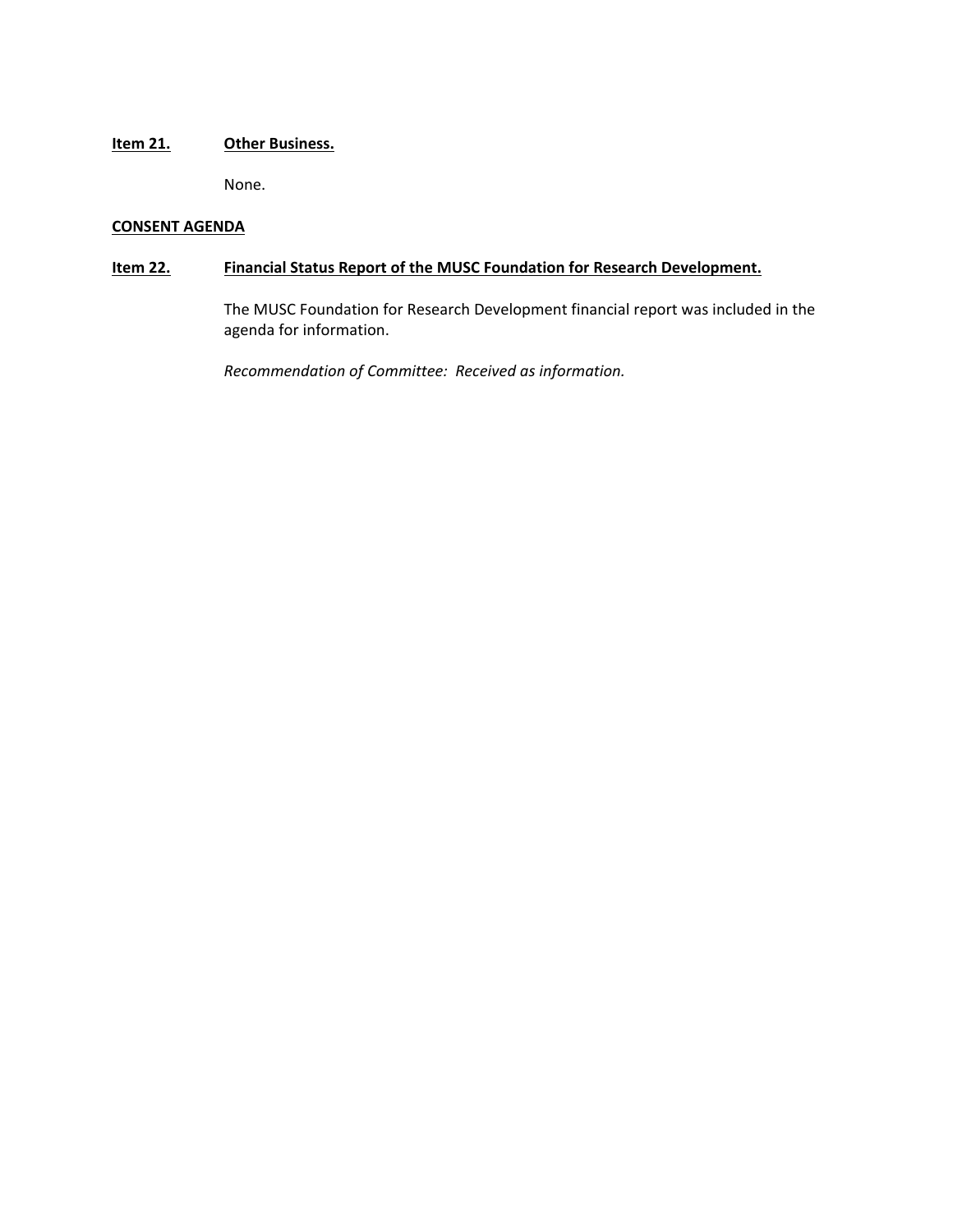**Item 21.** **Other Business.**

None.

**CONSENT AGENDA**

**Item 22.** **Financial Status Report of the MUSC Foundation for Research Development.**

The MUSC Foundation for Research Development financial report was included in the agenda for information.

*Recommendation of Committee: Received as information.*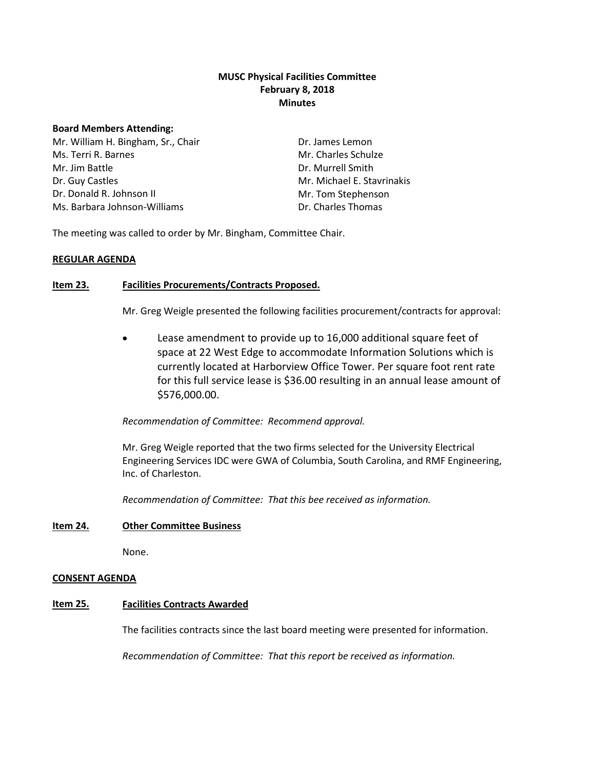**MUSC Physical Facilities Committee**
**February 8, 2018**
**Minutes**

**Board Members Attending:**

Mr. William H. Bingham, Sr., Chair
Ms. Terri R. Barnes
Mr. Jim Battle
Dr. Guy Castles
Dr. Donald R. Johnson II
Ms. Barbara Johnson-Williams
Dr. James Lemon
Mr. Charles Schulze
Dr. Murrell Smith
Mr. Michael E. Stavrinakis
Mr. Tom Stephenson
Dr. Charles Thomas

The meeting was called to order by Mr. Bingham, Committee Chair.

**REGULAR AGENDA**

**Item 23. Facilities Procurements/Contracts Proposed.**

Mr. Greg Weigle presented the following facilities procurement/contracts for approval:

- Lease amendment to provide up to 16,000 additional square feet of space at 22 West Edge to accommodate Information Solutions which is currently located at Harborview Office Tower. Per square foot rent rate for this full service lease is $36.00 resulting in an annual lease amount of $576,000.00.

*Recommendation of Committee: Recommend approval.*

Mr. Greg Weigle reported that the two firms selected for the University Electrical Engineering Services IDC were GWA of Columbia, South Carolina, and RMF Engineering, Inc. of Charleston.

*Recommendation of Committee: That this bee received as information.*

**Item 24. Other Committee Business**

None.

**CONSENT AGENDA**

**Item 25. Facilities Contracts Awarded**

The facilities contracts since the last board meeting were presented for information.

*Recommendation of Committee: That this report be received as information.*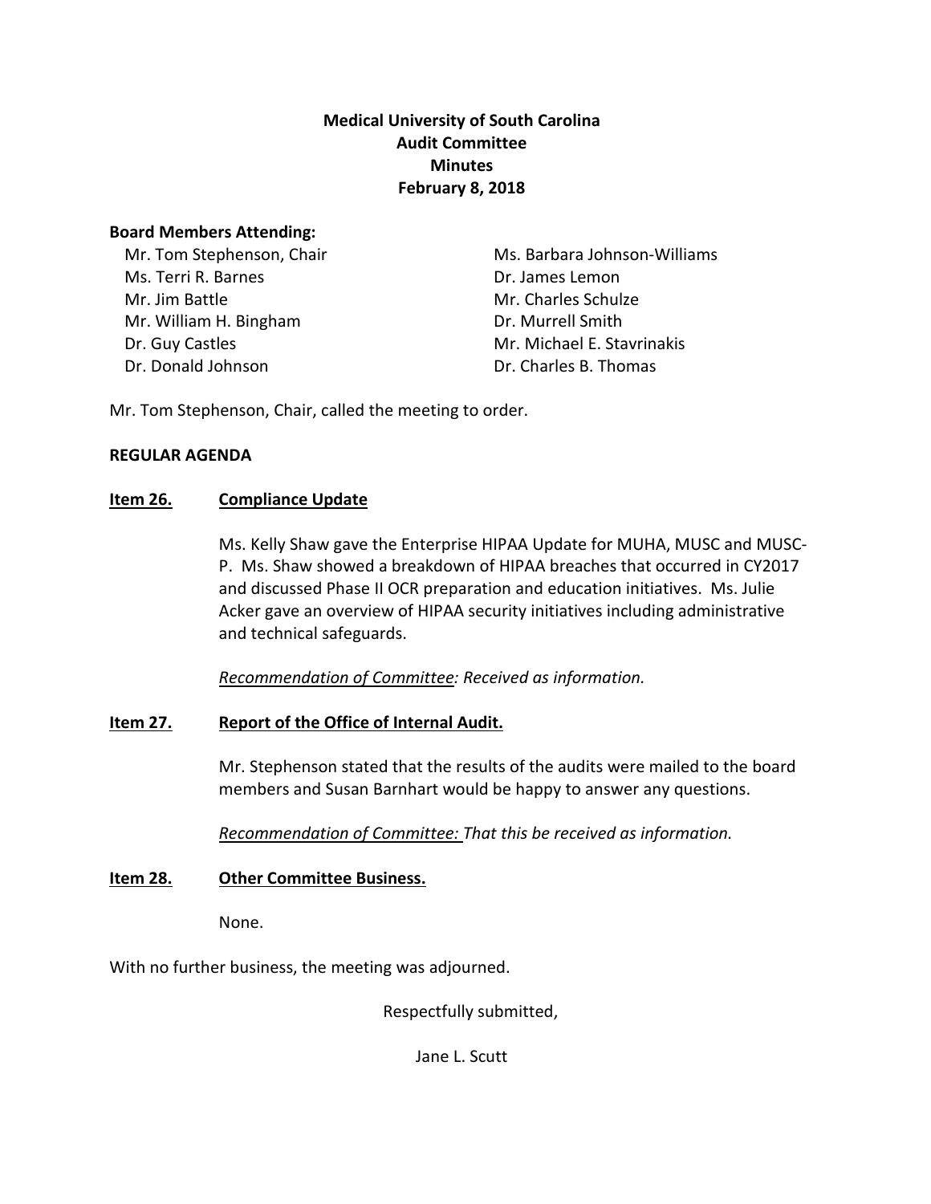**Medical University of South Carolina**
**Audit Committee**
**Minutes**
**February 8, 2018**

**Board Members Attending:**

Mr. Tom Stephenson, Chair
Ms. Terri R. Barnes
Mr. Jim Battle
Mr. William H. Bingham
Dr. Guy Castles
Dr. Donald Johnson
Ms. Barbara Johnson-Williams
Dr. James Lemon
Mr. Charles Schulze
Dr. Murrell Smith
Mr. Michael E. Stavrinakis
Dr. Charles B. Thomas

Mr. Tom Stephenson, Chair, called the meeting to order.

**REGULAR AGENDA**

**Item 26. Compliance Update**

Ms. Kelly Shaw gave the Enterprise HIPAA Update for MUHA, MUSC and MUSC-P. Ms. Shaw showed a breakdown of HIPAA breaches that occurred in CY2017 and discussed Phase II OCR preparation and education initiatives. Ms. Julie Acker gave an overview of HIPAA security initiatives including administrative and technical safeguards.

*Recommendation of Committee: Received as information.*

**Item 27. Report of the Office of Internal Audit.**

Mr. Stephenson stated that the results of the audits were mailed to the board members and Susan Barnhart would be happy to answer any questions.

*Recommendation of Committee: That this be received as information.*

**Item 28. Other Committee Business.**

None.

With no further business, the meeting was adjourned.

Respectfully submitted,

Jane L. Scutt